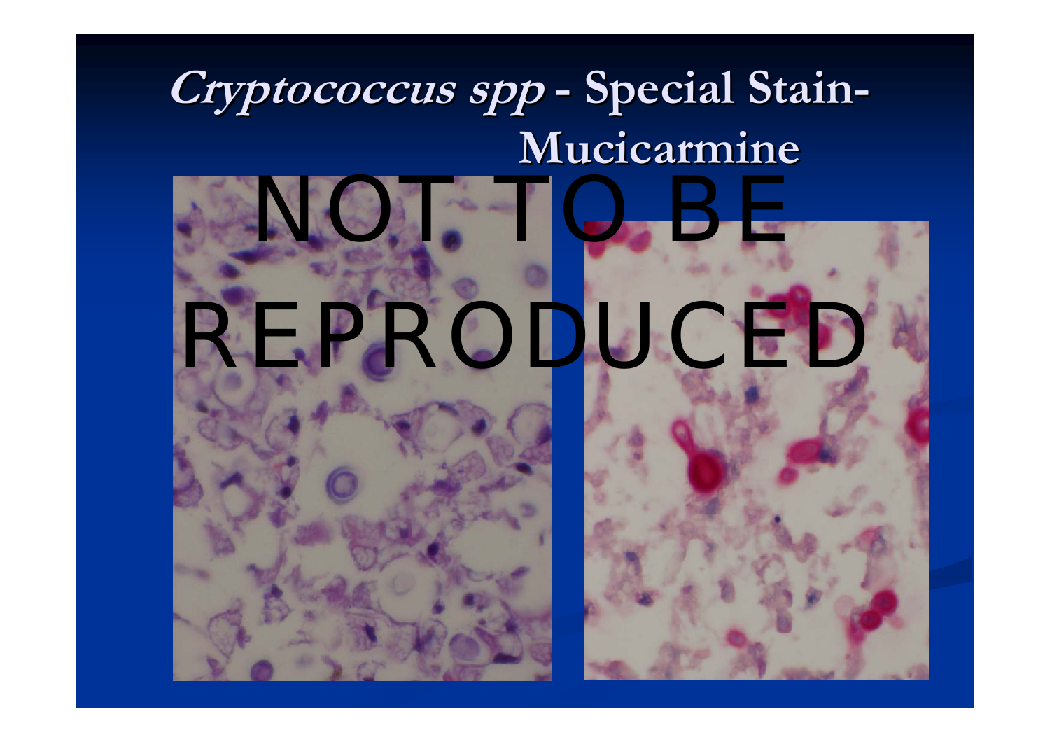# *Cryptococcus spp* - Special Stain- Mucicarmine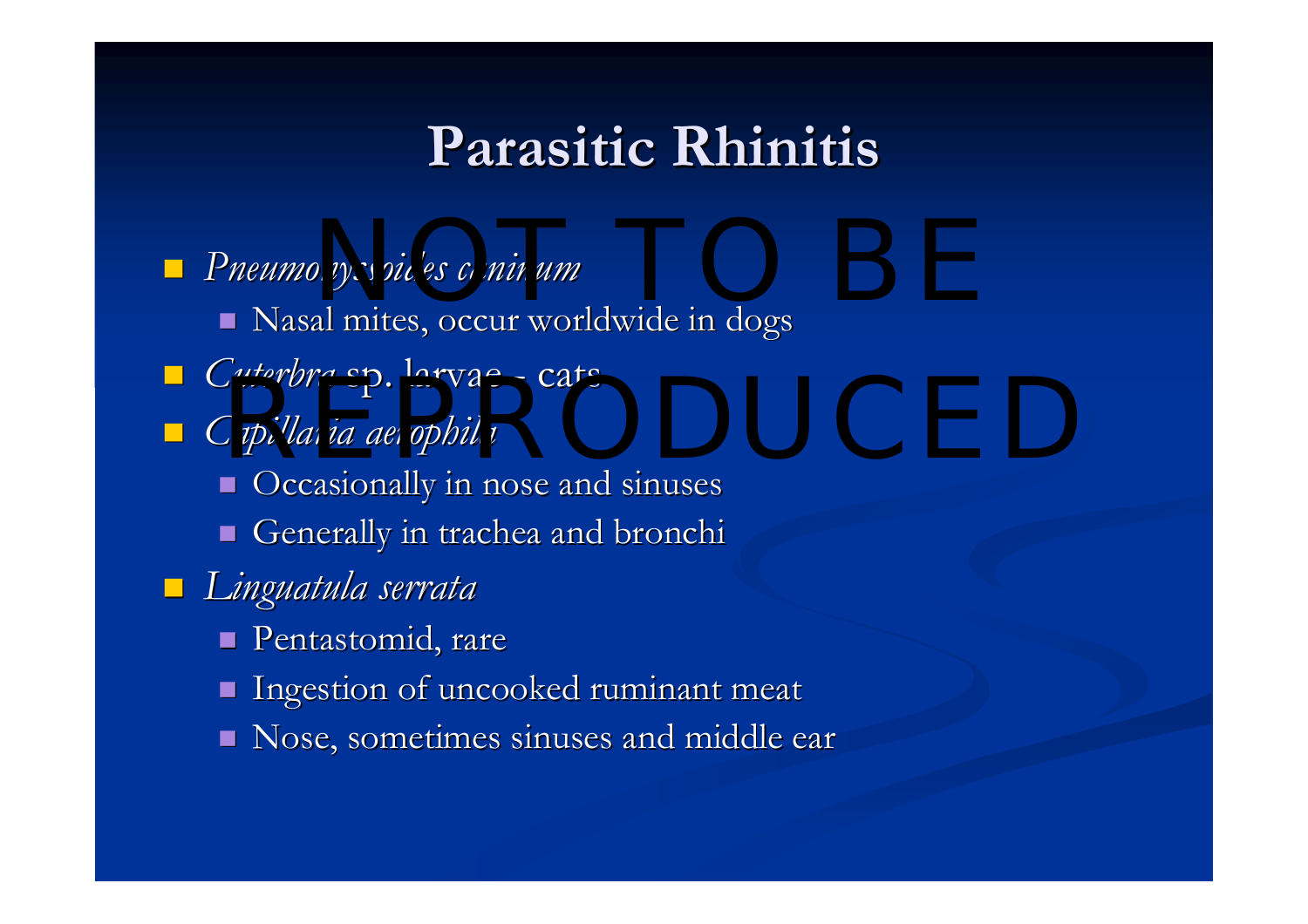# Parasitic Rhinitis

NOT TO BE REPRODUCED

- *Pneumonyssoides caninum*
  - Nasal mites, occur worldwide in dogs
- *Cuterbra* sp. larvae - cats
- *Capillaria aerophila*
  - Occasionally in nose and sinuses
  - Generally in trachea and bronchi
- *Linguatula serrata*
  - Pentastomid, rare
  - Ingestion of uncooked ruminant meat
  - Nose, sometimes sinuses and middle ear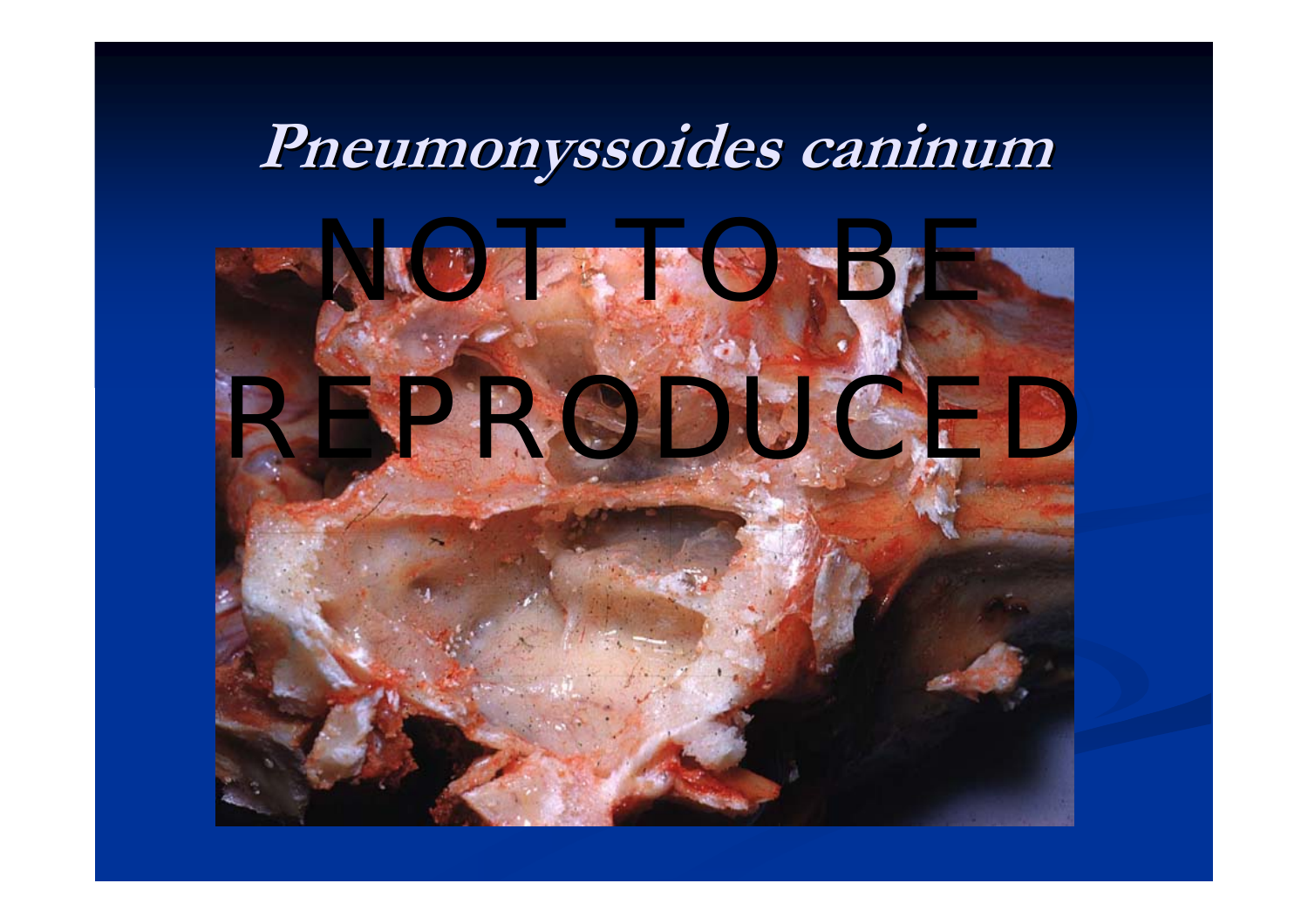# *Pneumonyssoides caninum*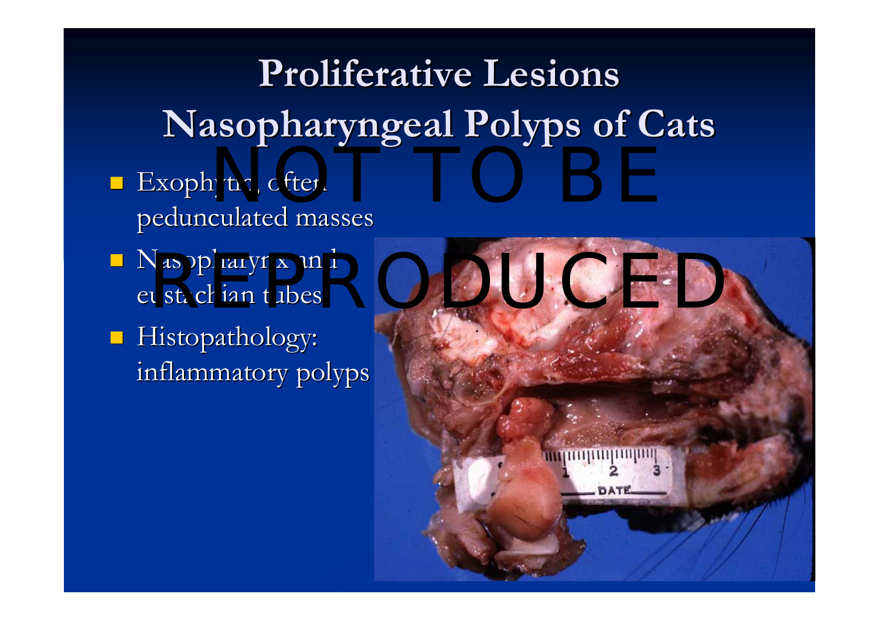# Proliferative Lesions

## Nasopharyngeal Polyps of Cats

- Exophytic, often pedunculated masses
- Nasopharynx and eustachian tubes
- Histopathology: inflammatory polyps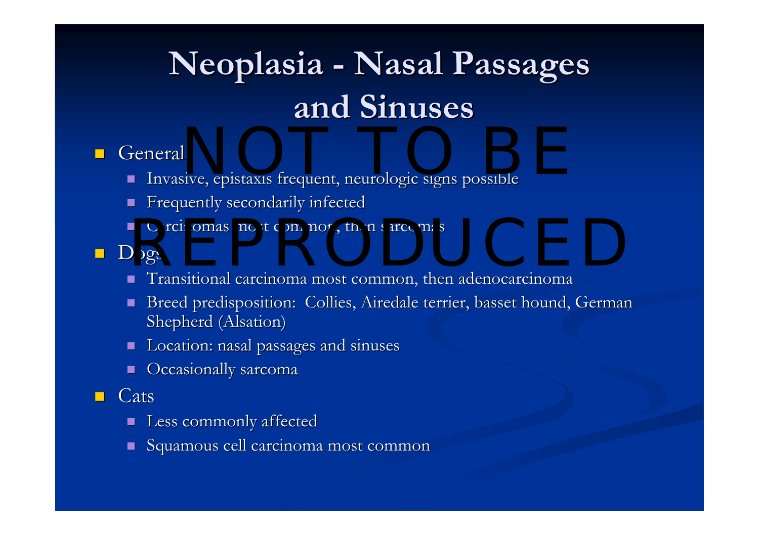# Neoplasia - Nasal Passages and Sinuses

- General
  - Invasive, epistaxis frequent, neurologic signs possible
  - Frequently secondarily infected
  - Carcinomas most common, then sarcomas
- Dogs
  - Transitional carcinoma most common, then adenocarcinoma
  - Breed predisposition: Collies, Airedale terrier, basset hound, German Shepherd (Alsation)
  - Location: nasal passages and sinuses
  - Occasionally sarcoma
- Cats
  - Less commonly affected
  - Squamous cell carcinoma most common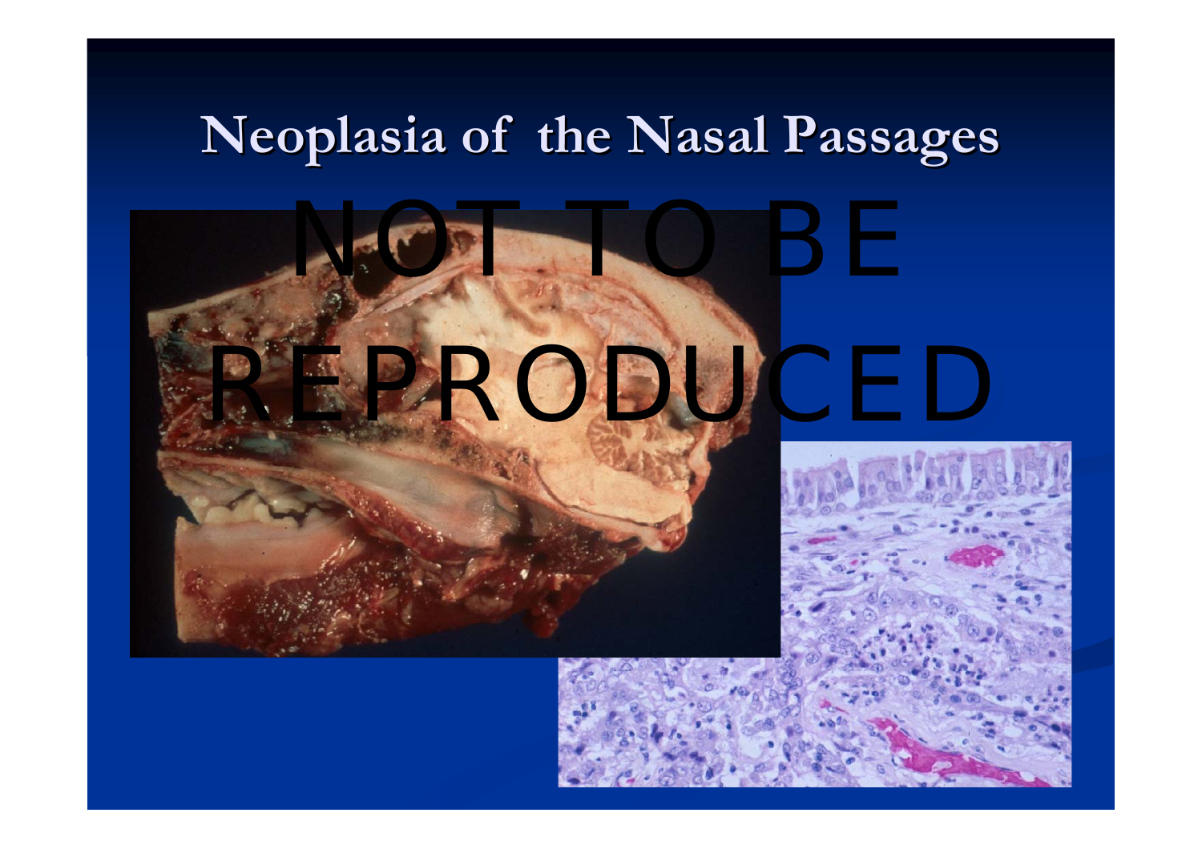# Neoplasia of the Nasal Passages

NOT TO BE REPRODUCED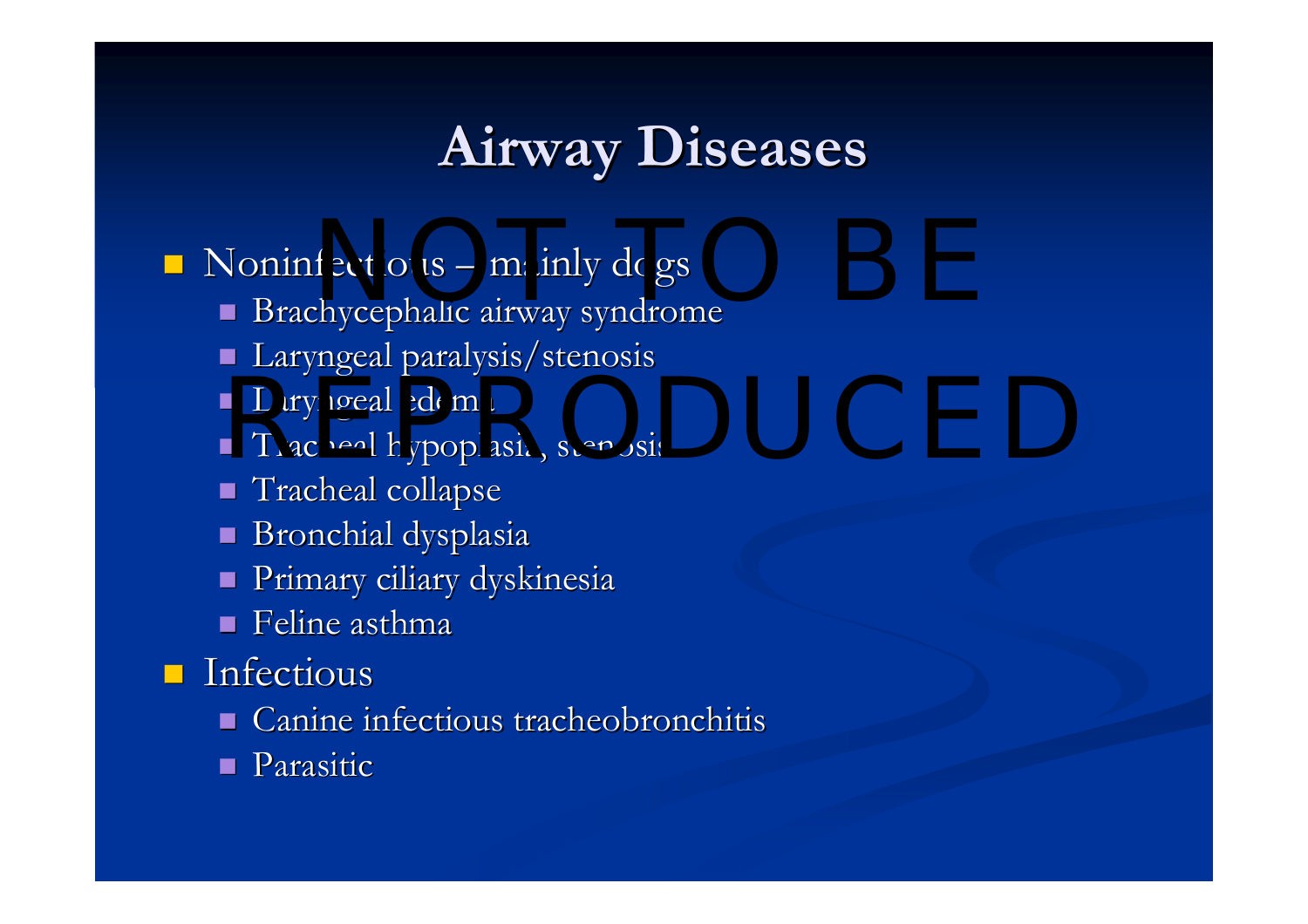# Airway Diseases

NOT TO BE REPRODUCED

- Noninfectious – mainly dogs
  - Brachycephalic airway syndrome
  - Laryngeal paralysis/stenosis
  - Laryngeal edema
  - Tracheal hypoplasia, stenosis
  - Tracheal collapse
  - Bronchial dysplasia
  - Primary ciliary dyskinesia
  - Feline asthma
- Infectious
  - Canine infectious tracheobronchitis
  - Parasitic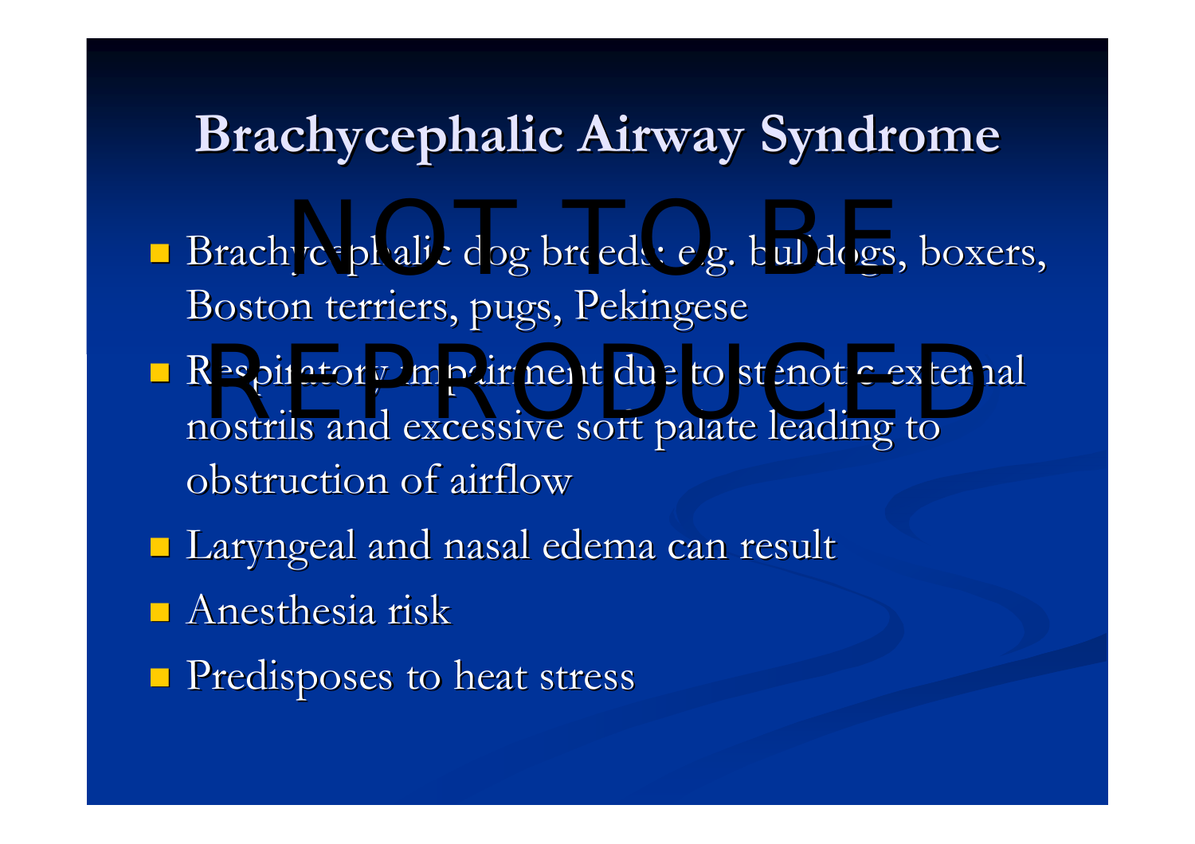# Brachycephalic Airway Syndrome

- Brachycephalic dog breeds: e.g. bulldogs, boxers, Boston terriers, pugs, Pekingese
- Respiratory impairment due to stenotic external nostrils and excessive soft palate leading to obstruction of airflow
- Laryngeal and nasal edema can result
- Anesthesia risk
- Predisposes to heat stress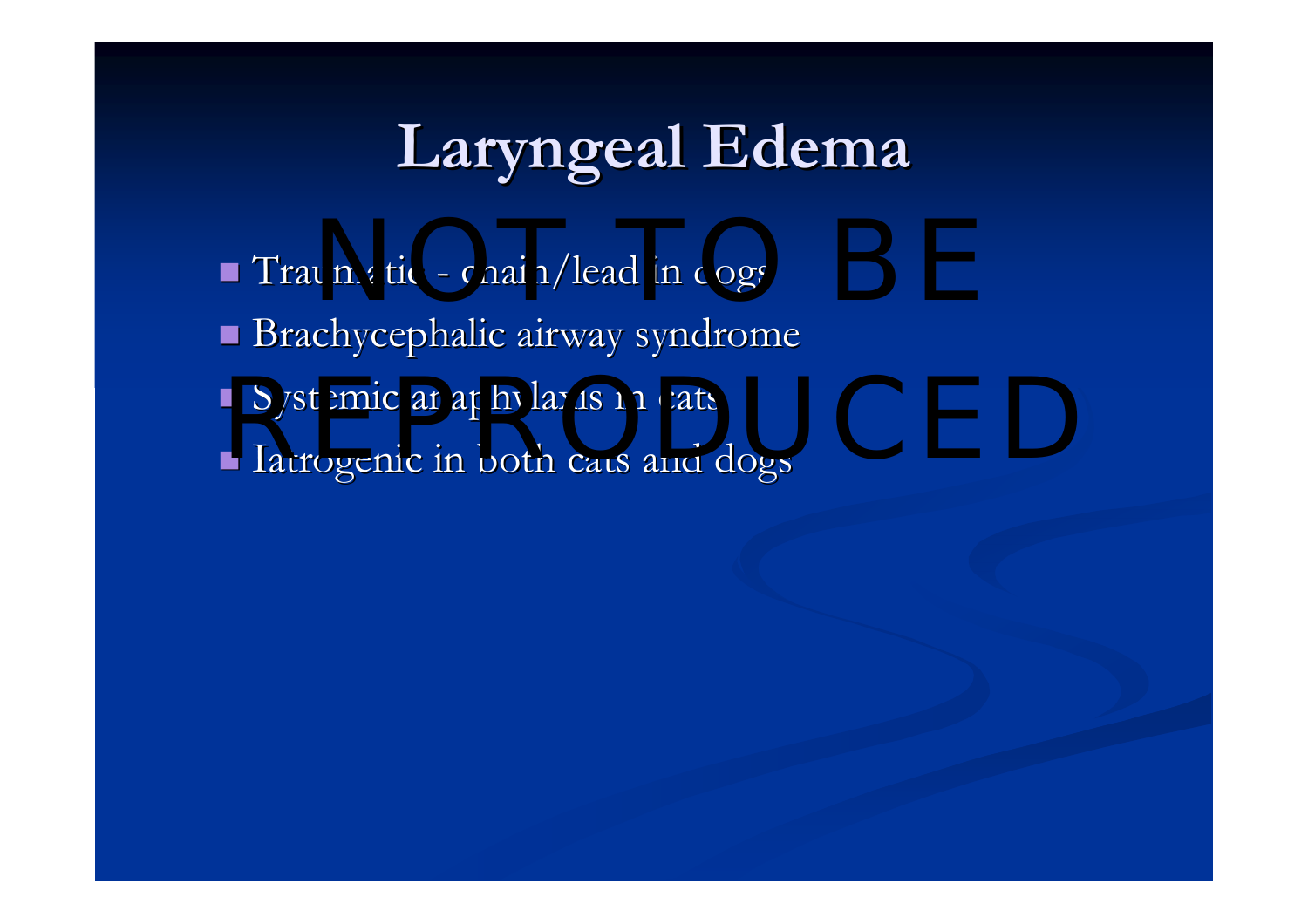# Laryngeal Edema

NOT TO BE REPRODUCED

- Traumatic - chain/lead in dogs
- Brachycephalic airway syndrome
- Systemic anaphylaxis in cats
- Iatrogenic in both cats and dogs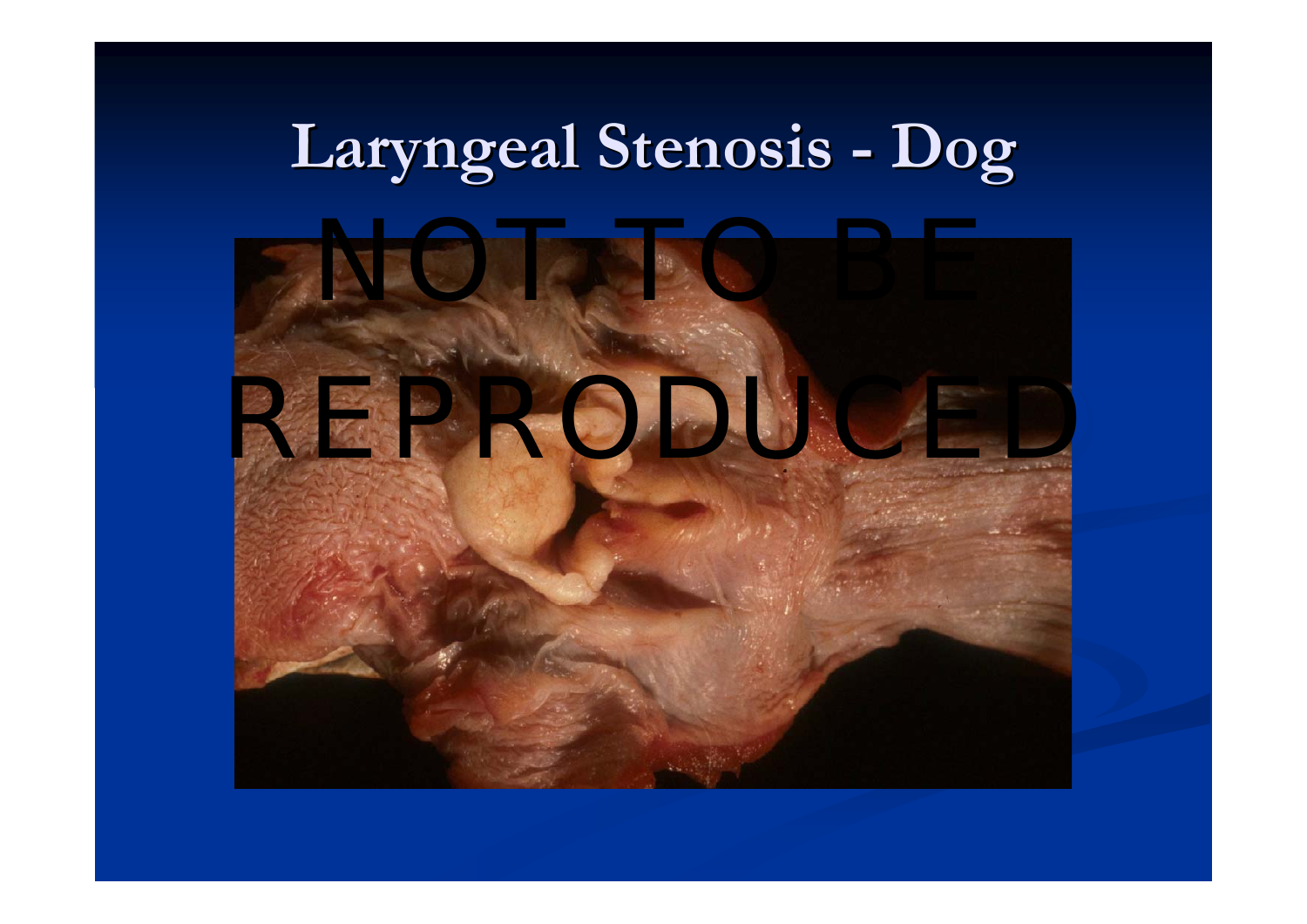# Laryngeal Stenosis - Dog

NOT TO BE REPRODUCED